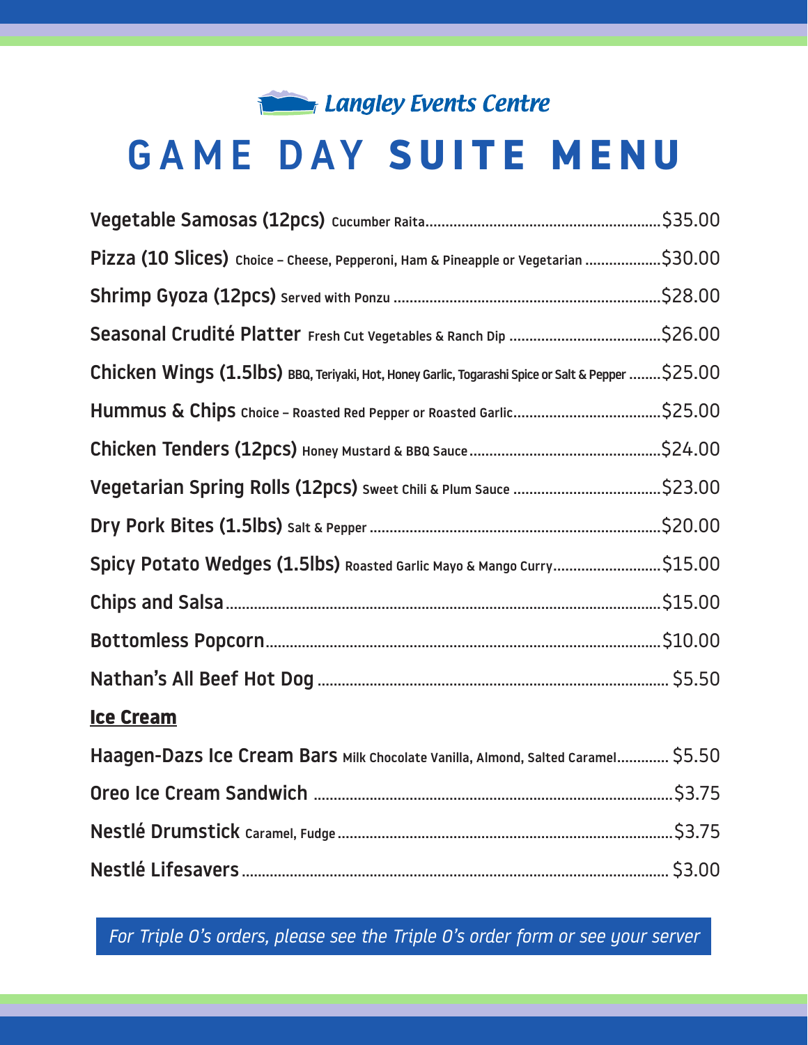Langley Events Centre

# GAME DAY SUITE MENU

**Vegetable Samosas (12pcs)** Cucumber Raita.......................................................... $35.00

**Pizza (10 Slices)** Choice – Cheese, Pepperoni, Ham & Pineapple or Vegetarian .................. $30.00

**Shrimp Gyoza (12pcs)** Served with Ponzu .................................................................. $28.00

**Seasonal Crudité Platter** Fresh Cut Vegetables & Ranch Dip ...................................... $26.00

**Chicken Wings (1.5lbs)** BBQ, Teriyaki, Hot, Honey Garlic, Togarashi Spice or Salt & Pepper ........ $25.00

**Hummus & Chips** Choice – Roasted Red Pepper or Roasted Garlic..................................... $25.00

**Chicken Tenders (12pcs)** Honey Mustard & BBQ Sauce ................................................ $24.00

**Vegetarian Spring Rolls (12pcs)** Sweet Chili & Plum Sauce ....................................... $23.00

**Dry Pork Bites (1.5lbs)** Salt & Pepper ....................................................................... $20.00

**Spicy Potato Wedges (1.5lbs)** Roasted Garlic Mayo & Mango Curry........................... $15.00

**Chips and Salsa**........................................................................................................ $15.00

**Bottomless Popcorn**................................................................................................. $10.00

**Nathan's All Beef Hot Dog** ........................................................................................ $5.50

**Ice Cream**

**Haagen-Dazs Ice Cream Bars** Milk Chocolate Vanilla, Almond, Salted Caramel............. $5.50

**Oreo Ice Cream Sandwich** ......................................................................................... $3.75

**Nestlé Drumstick** Caramel, Fudge .............................................................................. $3.75

**Nestlé Lifesavers** ....................................................................................................... $3.00

*For Triple O's orders, please see the Triple O's order form or see your server*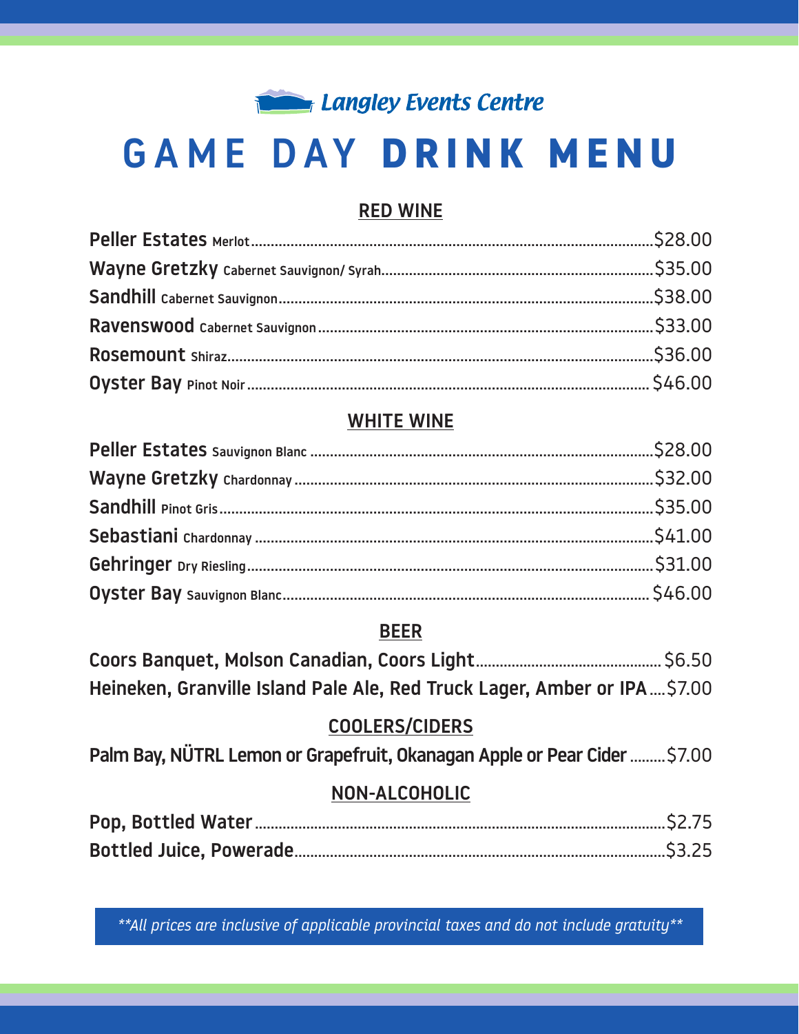Langley Events Centre

# GAME DAY DRINK MENU

## RED WINE

**Peller Estates** Merlot ........ $28.00
**Wayne Gretzky** Cabernet Sauvignon/ Syrah ........ $35.00
**Sandhill** Cabernet Sauvignon ........ $38.00
**Ravenswood** Cabernet Sauvignon ........ $33.00
**Rosemount** Shiraz ........ $36.00
**Oyster Bay** Pinot Noir ........ $46.00

## WHITE WINE

**Peller Estates** Sauvignon Blanc ........ $28.00
**Wayne Gretzky** Chardonnay ........ $32.00
**Sandhill** Pinot Gris ........ $35.00
**Sebastiani** Chardonnay ........ $41.00
**Gehringer** Dry Riesling ........ $31.00
**Oyster Bay** Sauvignon Blanc ........ $46.00

## BEER

**Coors Banquet, Molson Canadian, Coors Light** ........ $6.50
**Heineken, Granville Island Pale Ale, Red Truck Lager, Amber or IPA** ........ $7.00

## COOLERS/CIDERS

**Palm Bay, NÜTRL Lemon or Grapefruit, Okanagan Apple or Pear Cider** ........ $7.00

## NON-ALCOHOLIC

**Pop, Bottled Water** ........ $2.75
**Bottled Juice, Powerade** ........ $3.25

*\*\*All prices are inclusive of applicable provincial taxes and do not include gratuity\*\**